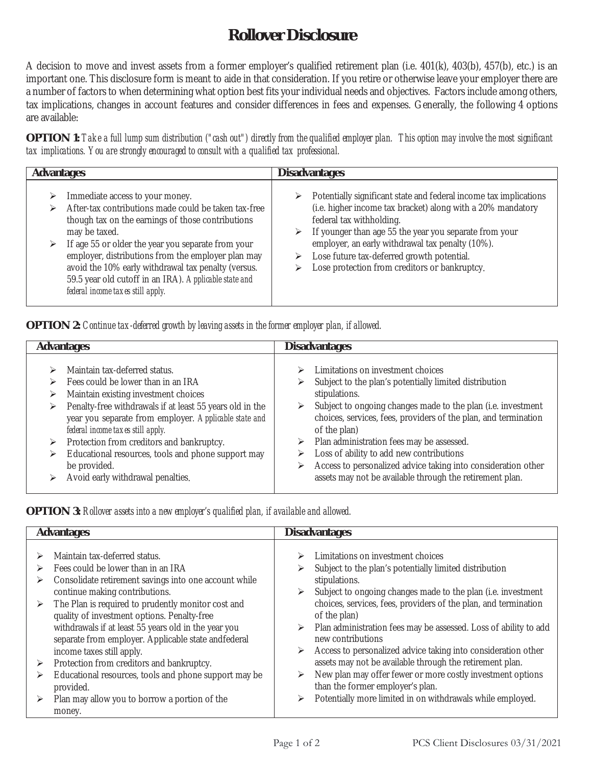# Rollover Disclosure

A decision to move and invest assets from a former employer's qualified retirement plan (i.e. 401(k), 403(b), 457(b), etc.) is an important one. This disclosure form is meant to aide in that consideration. If you retire or otherwise leave your employer there are a number of factors to when determining what option best fits your individual needs and objectives. Factors include among others, tax implications, changes in account features and consider differences in fees and expenses. Generally, the following 4 options are available:

**OPTION 1:** *Take a full lump sum distribution ("cash out") directly from the qualified employer plan. This option may involve the most significant tax implications. You are strongly encouraged to consult with a qualified tax professional.*

| Advantages | Disadvantages |
|---|---|
| <ul><li>Immediate access to your money.</li><li>After-tax contributions made could be taken tax-free though tax on the earnings of those contributions may be taxed.</li><li>If age 55 or older the year you separate from your employer, distributions from the employer plan may avoid the 10% early withdrawal tax penalty (versus. 59.5 year old cutoff in an IRA). *Applicable state and federal income taxes still apply.*</li></ul> | <ul><li>Potentially significant state and federal income tax implications (i.e. higher income tax bracket) along with a 20% mandatory federal tax withholding.</li><li>If younger than age 55 the year you separate from your employer, an early withdrawal tax penalty (10%).</li><li>Lose future tax-deferred growth potential.</li><li>Lose protection from creditors or bankruptcy.</li></ul> |

**OPTION 2:** *Continue tax-deferred growth by leaving assets in the former employer plan, if allowed.*

| Advantages | Disadvantages |
|---|---|
| <ul><li>Maintain tax-deferred status.</li><li>Fees could be lower than in an IRA</li><li>Maintain existing investment choices</li><li>Penalty-free withdrawals if at least 55 years old in the year you separate from employer. *Applicable state and federal income taxes still apply.*</li><li>Protection from creditors and bankruptcy.</li><li>Educational resources, tools and phone support may be provided.</li><li>Avoid early withdrawal penalties.</li></ul> | <ul><li>Limitations on investment choices</li><li>Subject to the plan's potentially limited distribution stipulations.</li><li>Subject to ongoing changes made to the plan (i.e. investment choices, services, fees, providers of the plan, and termination of the plan)</li><li>Plan administration fees may be assessed.</li><li>Loss of ability to add new contributions</li><li>Access to personalized advice taking into consideration other assets may not be available through the retirement plan.</li></ul> |

**OPTION 3:** *Rollover assets into a new employer's qualified plan, if available and allowed.*

| Advantages | Disadvantages |
|---|---|
| <ul><li>Maintain tax-deferred status.</li><li>Fees could be lower than in an IRA</li><li>Consolidate retirement savings into one account while continue making contributions.</li><li>The Plan is required to prudently monitor cost and quality of investment options. Penalty-free withdrawals if at least 55 years old in the year you separate from employer. Applicable state andfederal income taxes still apply.</li><li>Protection from creditors and bankruptcy.</li><li>Educational resources, tools and phone support may be provided.</li><li>Plan may allow you to borrow a portion of the money.</li></ul> | <ul><li>Limitations on investment choices</li><li>Subject to the plan's potentially limited distribution stipulations.</li><li>Subject to ongoing changes made to the plan (i.e. investment choices, services, fees, providers of the plan, and termination of the plan)</li><li>Plan administration fees may be assessed. Loss of ability to add new contributions</li><li>Access to personalized advice taking into consideration other assets may not be available through the retirement plan.</li><li>New plan may offer fewer or more costly investment options than the former employer's plan.</li><li>Potentially more limited in on withdrawals while employed.</li></ul> |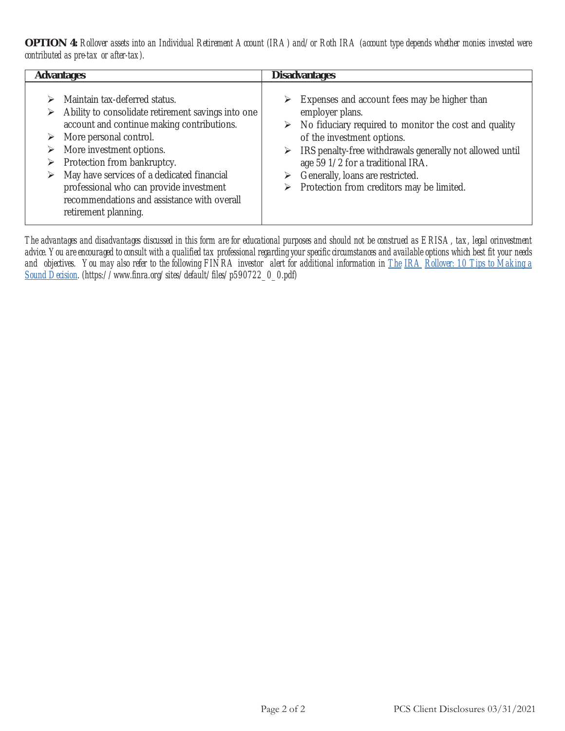**OPTION 4:** *Rollover assets into an Individual Retirement Account (IRA) and/or Roth IRA (account type depends whether monies invested were contributed as pre-tax or after-tax).*

| Advantages | Disadvantages |
|---|---|
| ➢ Maintain tax-deferred status.<br>➢ Ability to consolidate retirement savings into one account and continue making contributions.<br>➢ More personal control.<br>➢ More investment options.<br>➢ Protection from bankruptcy.<br>➢ May have services of a dedicated financial professional who can provide investment recommendations and assistance with overall retirement planning. | ➢ Expenses and account fees may be higher than employer plans.<br>➢ No fiduciary required to monitor the cost and quality of the investment options.<br>➢ IRS penalty-free withdrawals generally not allowed until age 59 1/2 for a traditional IRA.<br>➢ Generally, loans are restricted.<br>➢ Protection from creditors may be limited. |

*The advantages and disadvantages discussed in this form are for educational purposes and should not be construed as ERISA, tax, legal orinvestment advice. You are encouraged to consult with a qualified tax professional regarding your specific circumstances and available options which best fit your needs and objectives. You may also refer to the following FINRA investor alert for additional information in [The IRA Rollover: 10 Tips to Making a Sound Decision](https://www.finra.org/sites/default/files/p590722_0_0.pdf). (https://www.finra.org/sites/default/files/p590722_0_0.pdf)*

PCS Client Disclosures 03/31/2021